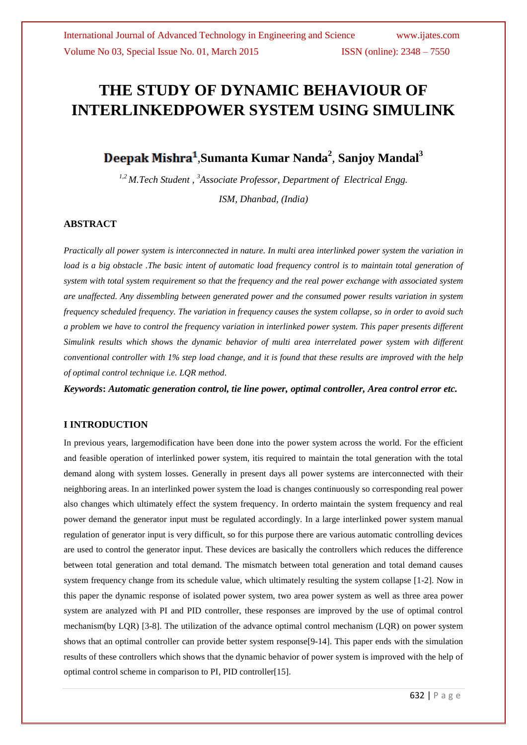# THE STUDY OF DYNAMIC BEHAVIOUR OF INTERLINKEDPOWER SYSTEM USING SIMULINK

**Deepak Mishra[1]**,**Sumanta Kumar Nanda[2]**, **Sanjoy Mandal[3]**

*[1,2] M.Tech Student , [3]Associate Professor, Department of Electrical Engg.*

*ISM, Dhanbad, (India)*

## ABSTRACT

*Practically all power system is interconnected in nature. In multi area interlinked power system the variation in load is a big obstacle .The basic intent of automatic load frequency control is to maintain total generation of system with total system requirement so that the frequency and the real power exchange with associated system are unaffected. Any dissembling between generated power and the consumed power results variation in system frequency scheduled frequency. The variation in frequency causes the system collapse, so in order to avoid such a problem we have to control the frequency variation in interlinked power system. This paper presents different Simulink results which shows the dynamic behavior of multi area interrelated power system with different conventional controller with 1% step load change, and it is found that these results are improved with the help of optimal control technique i.e. LQR method.*

***Keywords*: *Automatic generation control, tie line power, optimal controller, Area control error etc.***

## I INTRODUCTION

In previous years, largemodification have been done into the power system across the world. For the efficient and feasible operation of interlinked power system, itis required to maintain the total generation with the total demand along with system losses. Generally in present days all power systems are interconnected with their neighboring areas. In an interlinked power system the load is changes continuously so corresponding real power also changes which ultimately effect the system frequency. In orderto maintain the system frequency and real power demand the generator input must be regulated accordingly. In a large interlinked power system manual regulation of generator input is very difficult, so for this purpose there are various automatic controlling devices are used to control the generator input. These devices are basically the controllers which reduces the difference between total generation and total demand. The mismatch between total generation and total demand causes system frequency change from its schedule value, which ultimately resulting the system collapse [1-2]. Now in this paper the dynamic response of isolated power system, two area power system as well as three area power system are analyzed with PI and PID controller, these responses are improved by the use of optimal control mechanism(by LQR) [3-8]. The utilization of the advance optimal control mechanism (LQR) on power system shows that an optimal controller can provide better system response[9-14]. This paper ends with the simulation results of these controllers which shows that the dynamic behavior of power system is improved with the help of optimal control scheme in comparison to PI, PID controller[15].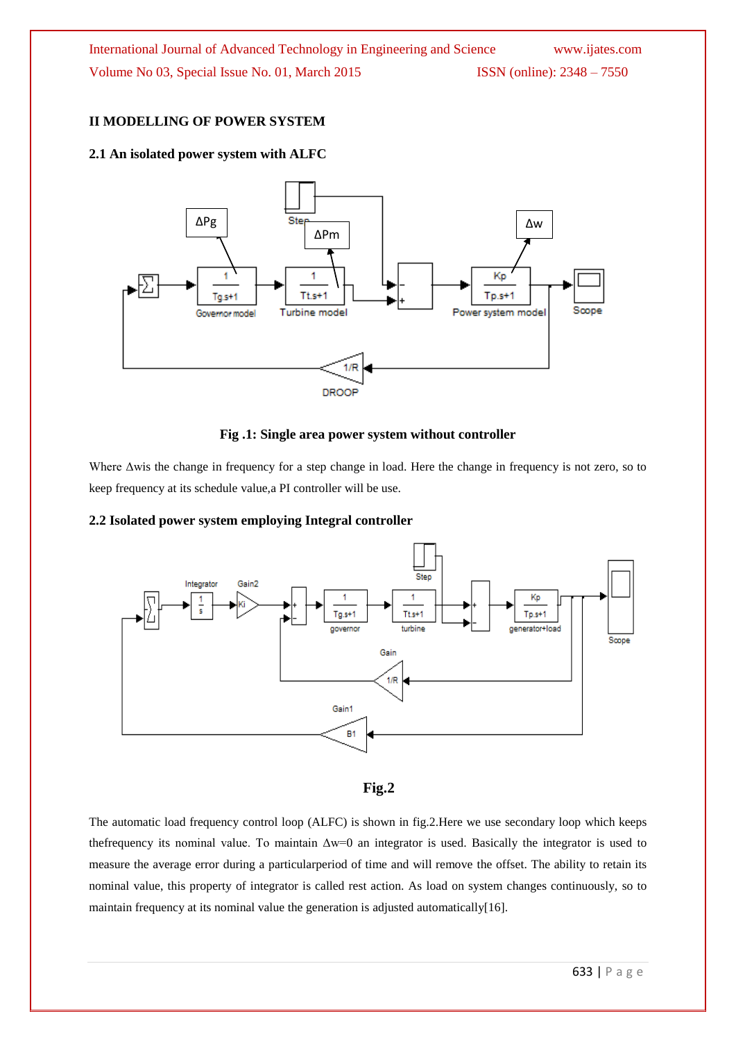## II MODELLING OF POWER SYSTEM

### 2.1 An isolated power system with ALFC

**Fig .1: Single area power system without controller**

Where Δwis the change in frequency for a step change in load. Here the change in frequency is not zero, so to keep frequency at its schedule value,a PI controller will be use.

### 2.2 Isolated power system employing Integral controller

**Fig.2**

The automatic load frequency control loop (ALFC) is shown in fig.2.Here we use secondary loop which keeps thefrequency its nominal value. To maintain Δw=0 an integrator is used. Basically the integrator is used to measure the average error during a particularperiod of time and will remove the offset. The ability to retain its nominal value, this property of integrator is called rest action. As load on system changes continuously, so to maintain frequency at its nominal value the generation is adjusted automatically[16].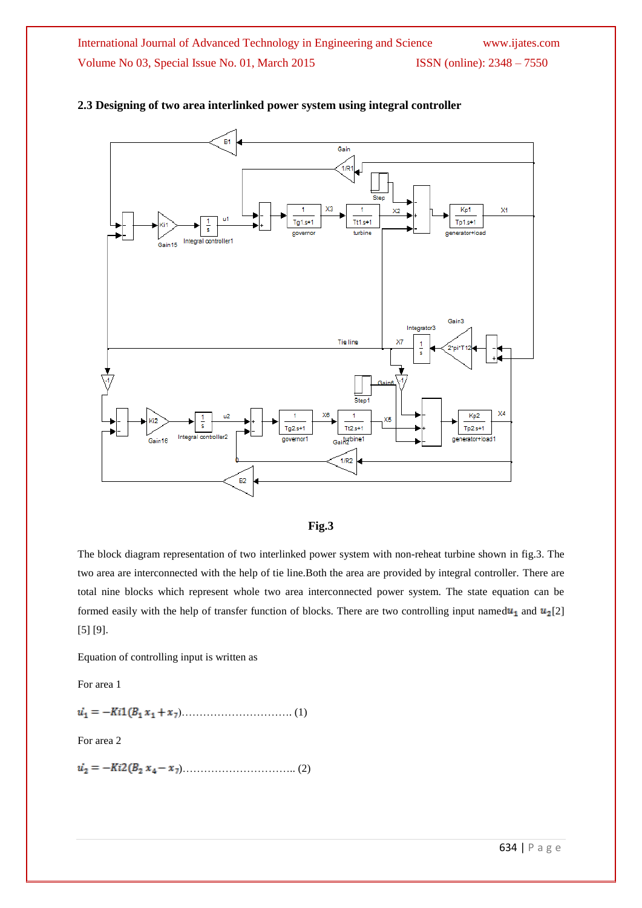### 2.3 Designing of two area interlinked power system using integral controller

**Fig.3**

The block diagram representation of two interlinked power system with non-reheat turbine shown in fig.3. The two area are interconnected with the help of tie line.Both the area are provided by integral controller. There are total nine blocks which represent whole two area interconnected power system. The state equation can be formed easily with the help of transfer function of blocks. There are two controlling input named $u_1$ and $u_2$[2] [5] [9].

Equation of controlling input is written as

For area 1

$\dot{u_1} = -Ki1(B_1 x_1 + x_7)$.............................. (1)

For area 2

$\dot{u_2} = -Ki2(B_2 x_4 - x_7)$.............................. (2)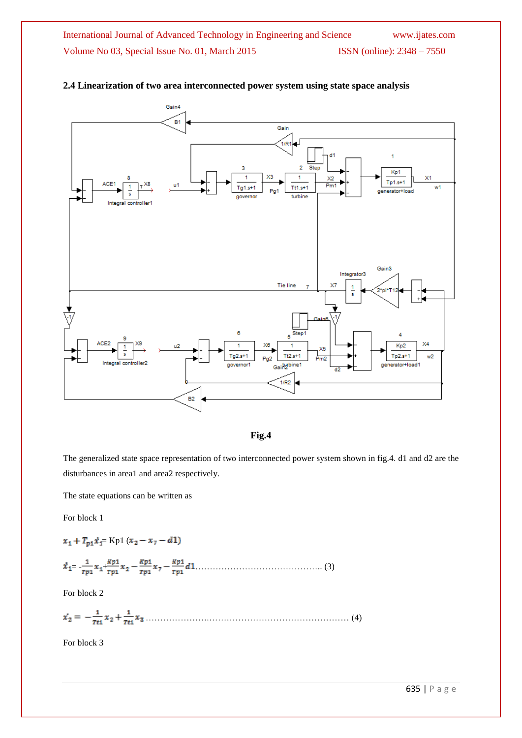### 2.4 Linearization of two area interconnected power system using state space analysis

Fig.4

The generalized state space representation of two interconnected power system shown in fig.4. d1 and d2 are the disturbances in area1 and area2 respectively.

The state equations can be written as

For block 1

$$x_1 + T_{p1}\dot{x}_1 = \text{Kp1}\ (x_2 - x_7 - d1)$$

$$\dot{x}_1 = -\frac{1}{Tp1}x_1 + \frac{Kp1}{Tp1}x_2 - \frac{Kp1}{Tp1}x_7 - \frac{Kp1}{Tp1}d1 \quad \text{.......................................... (3)}$$

For block 2

$$\dot{x}_2 = -\frac{1}{Tt1}x_2 + \frac{1}{Tt1}x_3 \quad \text{..................................................................... (4)}$$

For block 3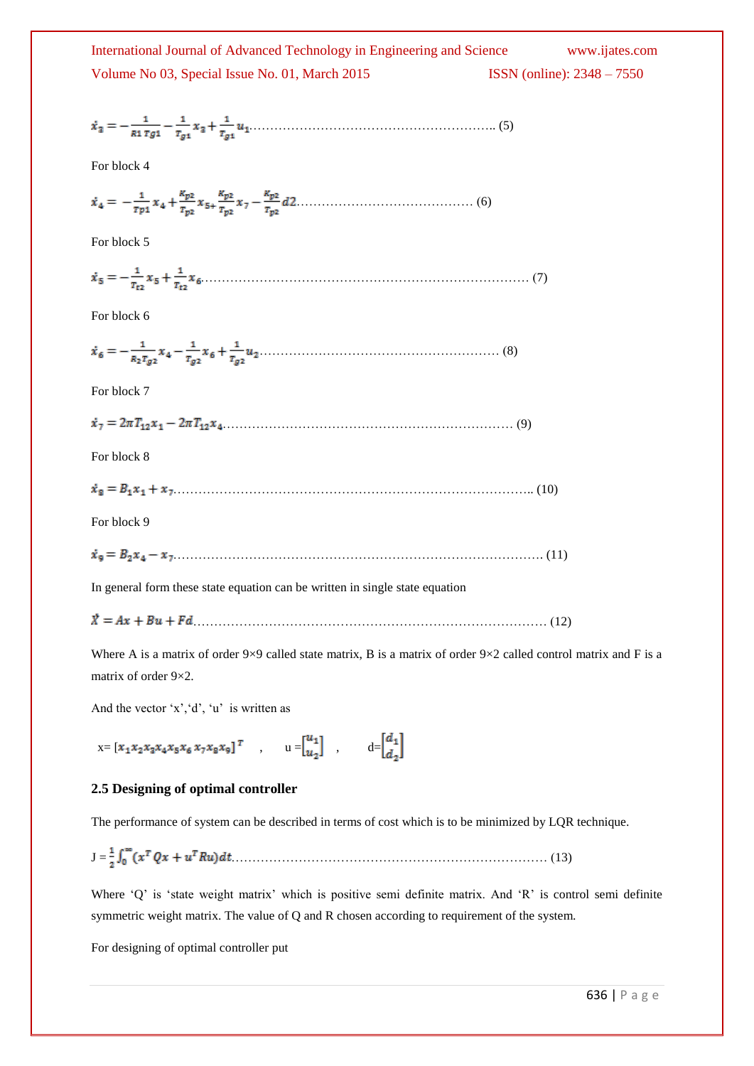$$\dot{x}_3 = -\frac{1}{R1\,Tg1} - \frac{1}{T_{g1}}x_3 + \frac{1}{T_{g1}}u_1 \quad \text{.......... (5)}$$

For block 4

$$\dot{x}_4 = -\frac{1}{Tp1}x_4 + \frac{K_{p2}}{T_{p2}}x_{5+}\frac{K_{p2}}{T_{p2}}x_7 - \frac{K_{p2}}{T_{p2}}d2 \quad \text{.......... (6)}$$

For block 5

$$\dot{x}_5 = -\frac{1}{T_{t2}}x_5 + \frac{1}{T_{t2}}x_6 \quad \text{.......... (7)}$$

For block 6

$$\dot{x}_6 = -\frac{1}{R_2 T_{g2}}x_4 - \frac{1}{T_{g2}}x_6 + \frac{1}{T_{g2}}u_2 \quad \text{.......... (8)}$$

For block 7

$$\dot{x}_7 = 2\pi T_{12}x_1 - 2\pi T_{12}x_4 \quad \text{.......... (9)}$$

For block 8

$$\dot{x}_8 = B_1 x_1 + x_7 \quad \text{.......... (10)}$$

For block 9

$$\dot{x}_9 = B_2 x_4 - x_7 \quad \text{.......... (11)}$$

In general form these state equation can be written in single state equation

$$\dot{X} = Ax + Bu + Fd \quad \text{.......... (12)}$$

Where A is a matrix of order 9×9 called state matrix, B is a matrix of order 9×2 called control matrix and F is a matrix of order 9×2.

And the vector 'x','d', 'u' is written as

$x = [x_1 x_2 x_3 x_4 x_5 x_6\, x_7 x_8 x_9]^T$ , $u = \begin{bmatrix} u_1 \\ u_2 \end{bmatrix}$ , $d = \begin{bmatrix} d_1 \\ d_2 \end{bmatrix}$

### 2.5 Designing of optimal controller

The performance of system can be described in terms of cost which is to be minimized by LQR technique.

$$J = \frac{1}{2}\int_0^{\infty}(x^T Qx + u^T Ru)dt \quad \text{.......... (13)}$$

Where 'Q' is 'state weight matrix' which is positive semi definite matrix. And 'R' is control semi definite symmetric weight matrix. The value of Q and R chosen according to requirement of the system.

For designing of optimal controller put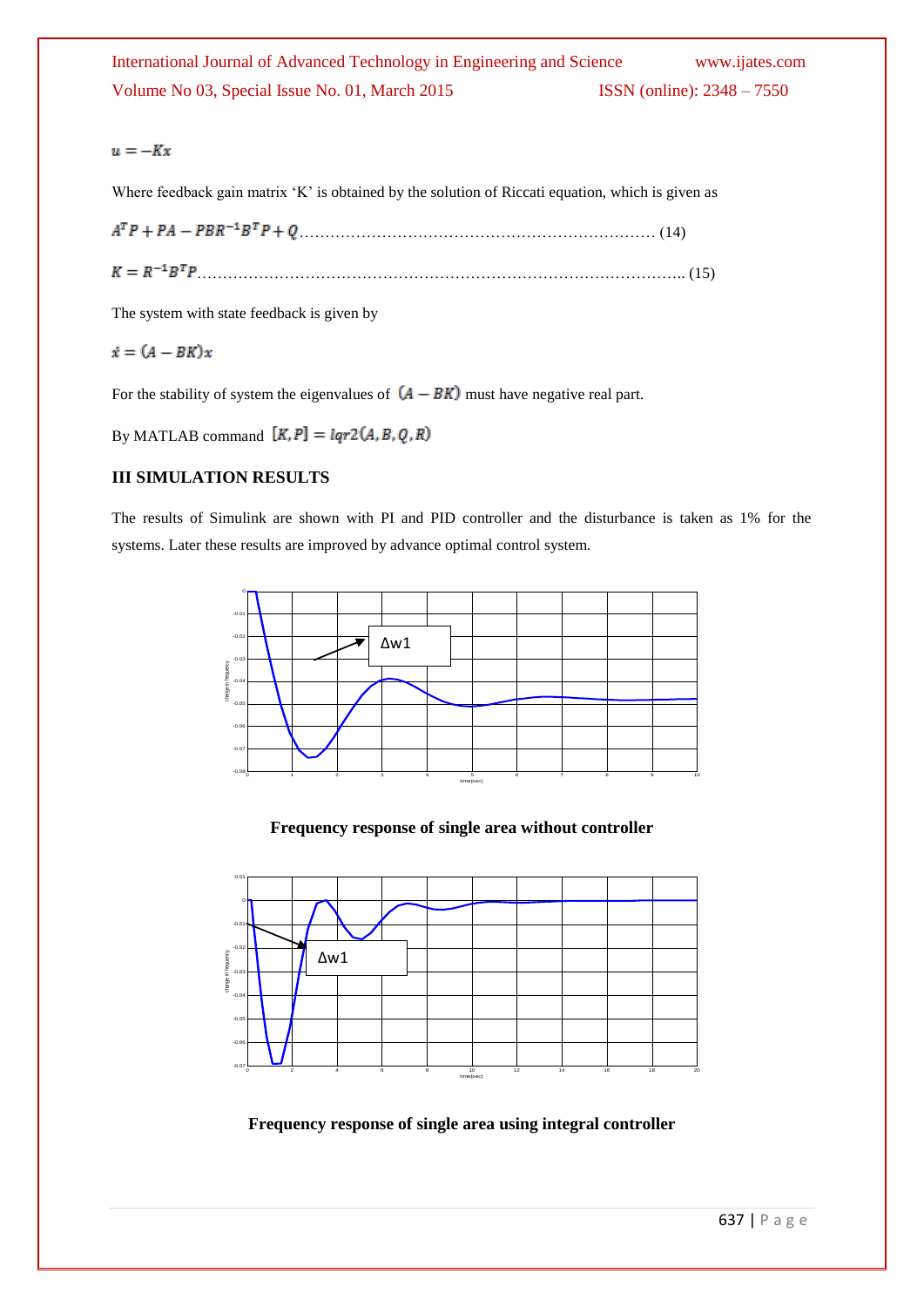$$u = -Kx$$

Where feedback gain matrix 'K' is obtained by the solution of Riccati equation, which is given as

$$A^T P + PA - PBR^{-1}B^T P + Q \quad \text{(14)}$$

$$K = R^{-1}B^T P \quad \text{(15)}$$

The system with state feedback is given by

$$\dot{x} = (A - BK)x$$

For the stability of system the eigenvalues of $(A - BK)$ must have negative real part.

By MATLAB command $[K, P] = lqr2(A, B, Q, R)$

## III SIMULATION RESULTS

The results of Simulink are shown with PI and PID controller and the disturbance is taken as 1% for the systems. Later these results are improved by advance optimal control system.

**Frequency response of single area without controller**

**Frequency response of single area using integral controller**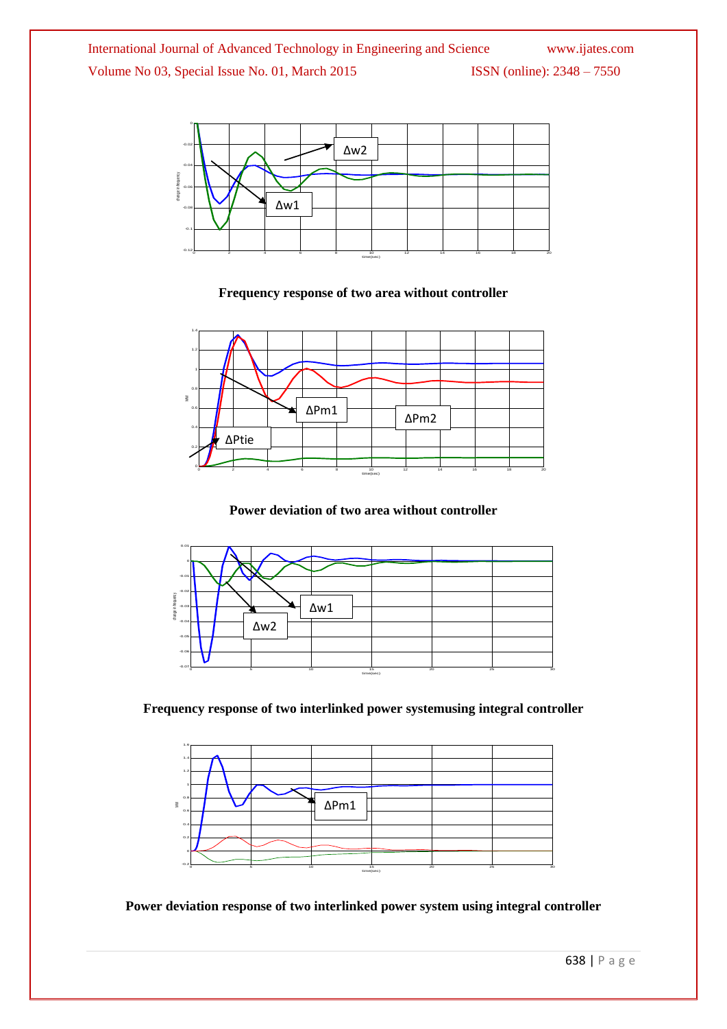**Frequency response of two area without controller**

**Power deviation of two area without controller**

**Frequency response of two interlinked power systemusing integral controller**

**Power deviation response of two interlinked power system using integral controller**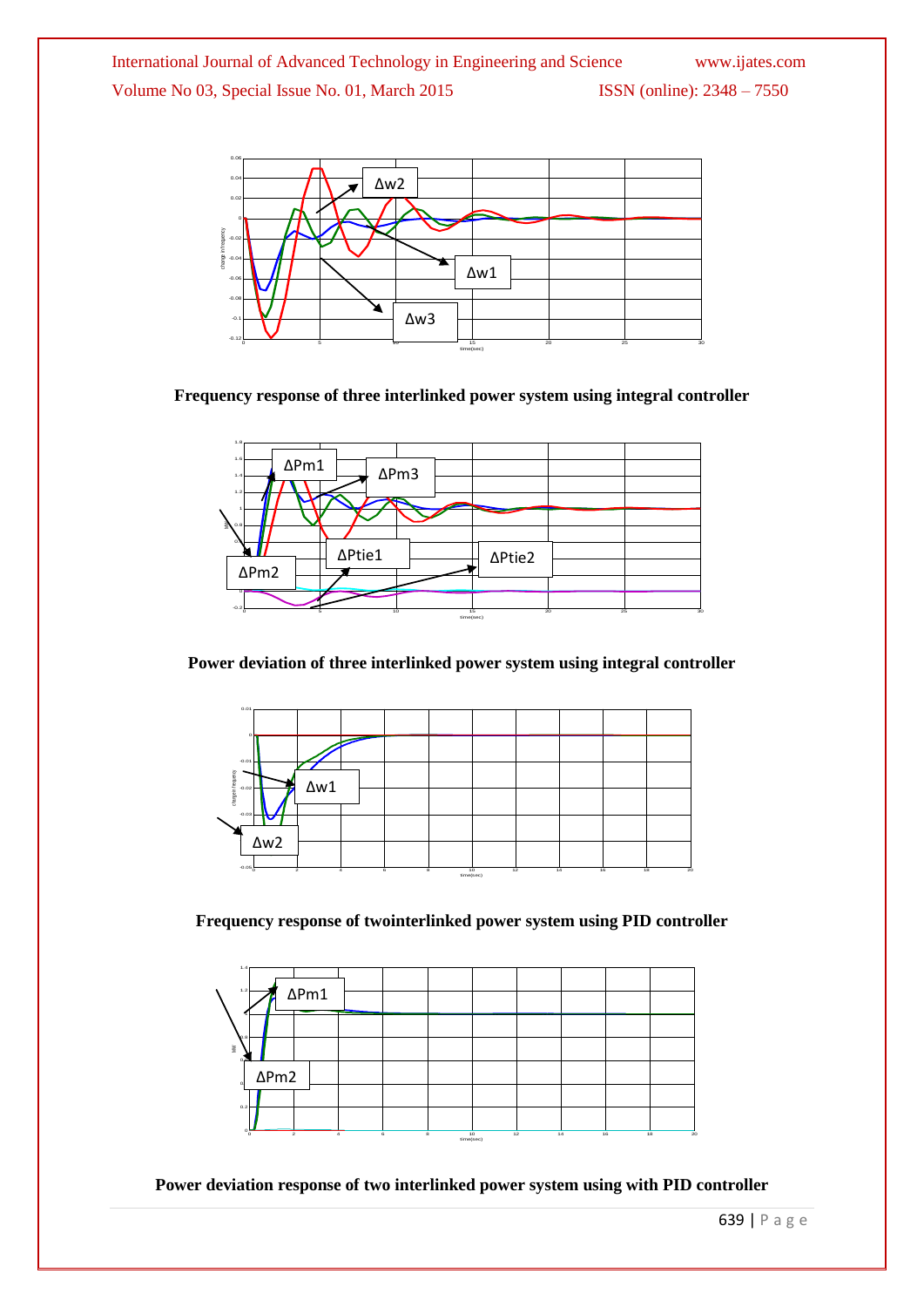**Frequency response of three interlinked power system using integral controller**

**Power deviation of three interlinked power system using integral controller**

**Frequency response of twointerlinked power system using PID controller**

**Power deviation response of two interlinked power system using with PID controller**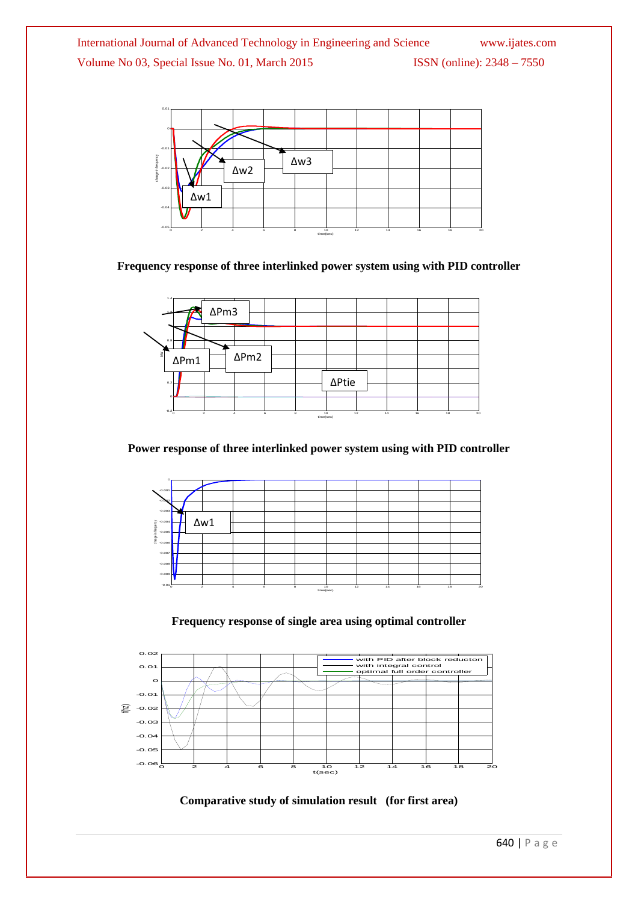**Frequency response of three interlinked power system using with PID controller**

**Power response of three interlinked power system using with PID controller**

**Frequency response of single area using optimal controller**

**Comparative study of simulation result (for first area)**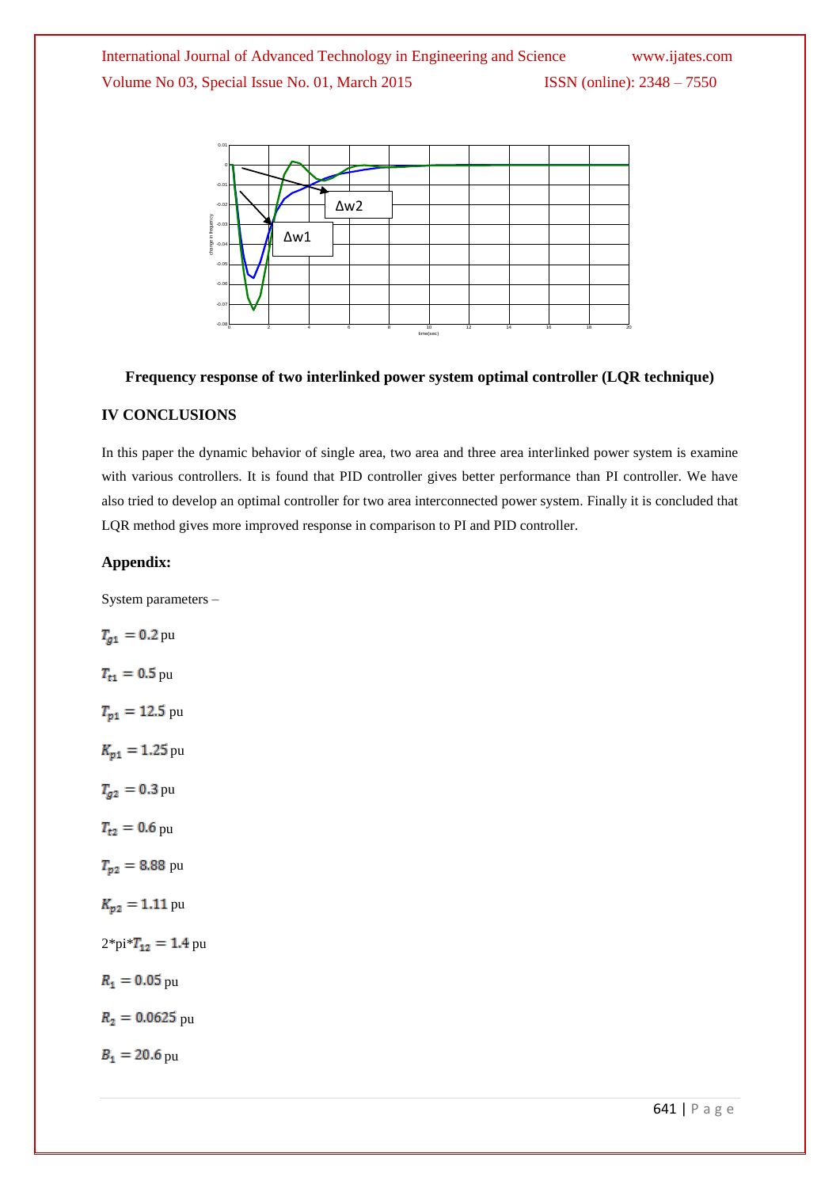Frequency response of two interlinked power system optimal controller (LQR technique)

## IV CONCLUSIONS

In this paper the dynamic behavior of single area, two area and three area interlinked power system is examine with various controllers. It is found that PID controller gives better performance than PI controller. We have also tried to develop an optimal controller for two area interconnected power system. Finally it is concluded that LQR method gives more improved response in comparison to PI and PID controller.

### Appendix:

System parameters –

$T_{g1} = 0.2$ pu

$T_{t1} = 0.5$ pu

$T_{p1} = 12.5$ pu

$K_{p1} = 1.25$ pu

$T_{g2} = 0.3$ pu

$T_{t2} = 0.6$ pu

$T_{p2} = 8.88$ pu

$K_{p2} = 1.11$ pu

2*pi*$T_{12} = 1.4$ pu

$R_1 = 0.05$ pu

$R_2 = 0.0625$ pu

$B_1 = 20.6$ pu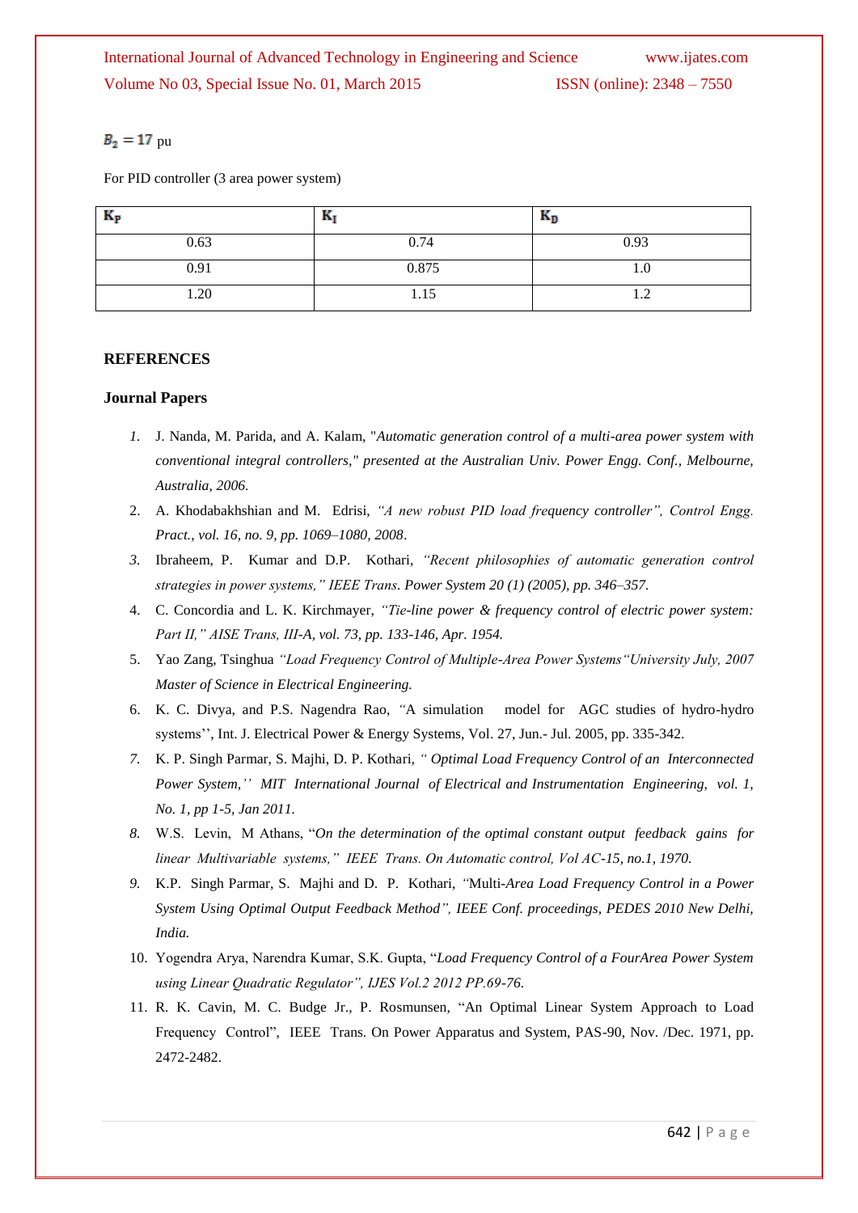$B_2 = 17$ pu

For PID controller (3 area power system)

| $K_P$ | $K_I$ | $K_D$ |
|---|---|---|
| 0.63 | 0.74 | 0.93 |
| 0.91 | 0.875 | 1.0 |
| 1.20 | 1.15 | 1.2 |

## REFERENCES

### Journal Papers

1. J. Nanda, M. Parida, and A. Kalam, "*Automatic generation control of a multi-area power system with conventional integral controllers," presented at the Australian Univ. Power Engg. Conf., Melbourne, Australia, 2006.*
2. A. Khodabakhshian and M. Edrisi, *"A new robust PID load frequency controller", Control Engg. Pract., vol. 16, no. 9, pp. 1069–1080, 2008*.
3. Ibraheem, P. Kumar and D.P. Kothari, *"Recent philosophies of automatic generation control strategies in power systems," IEEE Trans. Power System 20 (1) (2005), pp. 346–357.*
4. C. Concordia and L. K. Kirchmayer, *"Tie-line power & frequency control of electric power system: Part II," AISE Trans, III-A, vol. 73, pp. 133-146, Apr. 1954.*
5. Yao Zang, Tsinghua *"Load Frequency Control of Multiple-Area Power Systems"University July, 2007 Master of Science in Electrical Engineering.*
6. K. C. Divya, and P.S. Nagendra Rao, "A simulation model for AGC studies of hydro-hydro systems'', Int. J. Electrical Power & Energy Systems, Vol. 27, Jun.- Jul. 2005, pp. 335-342.
7. K. P. Singh Parmar, S. Majhi, D. P. Kothari, *" Optimal Load Frequency Control of an Interconnected Power System,'' MIT International Journal of Electrical and Instrumentation Engineering, vol. 1, No. 1, pp 1-5, Jan 2011*.
8. W.S. Levin, M Athans, "*On the determination of the optimal constant output feedback gains for linear Multivariable systems," IEEE Trans. On Automatic control, Vol AC-15, no.1, 1970.*
9. K.P. Singh Parmar, S. Majhi and D. P. Kothari, *"Multi-Area Load Frequency Control in a Power System Using Optimal Output Feedback Method", IEEE Conf. proceedings, PEDES 2010 New Delhi, India.*
10. Yogendra Arya, Narendra Kumar, S.K. Gupta, "*Load Frequency Control of a FourArea Power System using Linear Quadratic Regulator", IJES Vol.2 2012 PP.69-76.*
11. R. K. Cavin, M. C. Budge Jr., P. Rosmunsen, "An Optimal Linear System Approach to Load Frequency Control", IEEE Trans. On Power Apparatus and System, PAS-90, Nov. /Dec. 1971, pp. 2472-2482.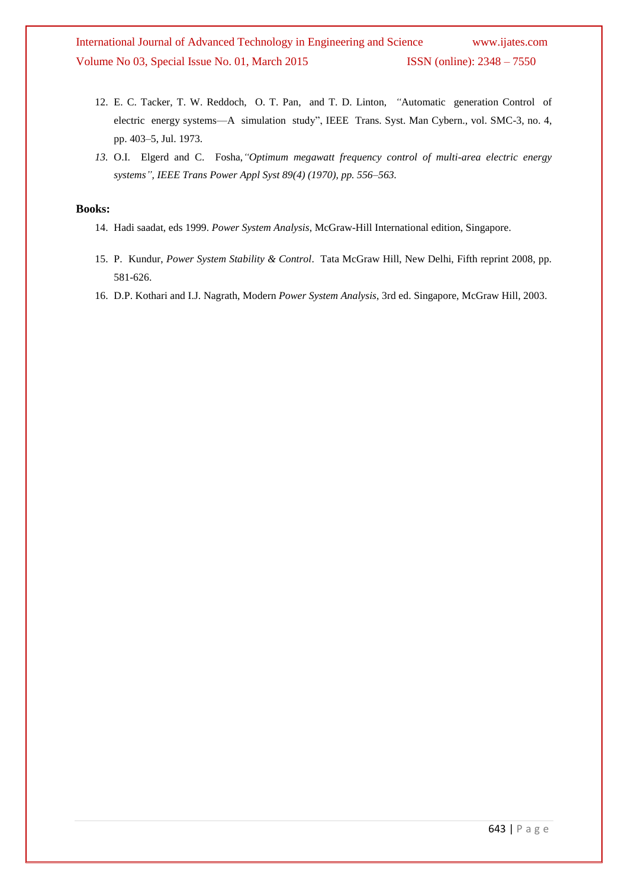12. E. C. Tacker, T. W. Reddoch, O. T. Pan, and T. D. Linton, "Automatic generation Control of electric energy systems—A simulation study", IEEE Trans. Syst. Man Cybern., vol. SMC-3, no. 4, pp. 403–5, Jul. 1973.
13. O.I. Elgerd and C. Fosha, *"Optimum megawatt frequency control of multi-area electric energy systems", IEEE Trans Power Appl Syst 89(4) (1970), pp. 556–563.*

**Books:**

14. Hadi saadat, eds 1999. *Power System Analysis*, McGraw-Hill International edition, Singapore.
15. P. Kundur, *Power System Stability & Control*. Tata McGraw Hill, New Delhi, Fifth reprint 2008, pp. 581-626.
16. D.P. Kothari and I.J. Nagrath, Modern *Power System Analysis*, 3rd ed. Singapore, McGraw Hill, 2003.